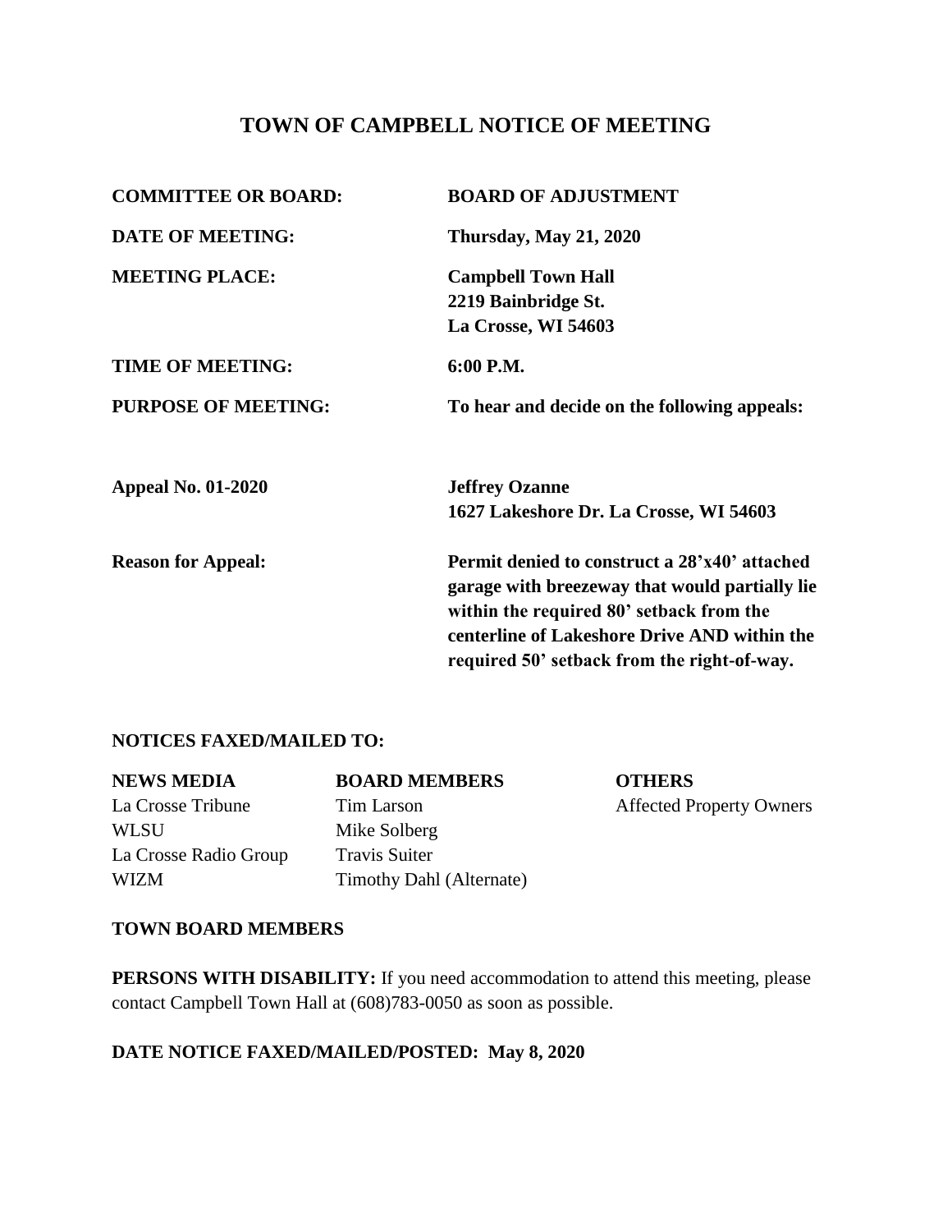# TOWN OF CAMPBELL NOTICE OF MEETING

| | |
|---|---|
| **COMMITTEE OR BOARD:** | **BOARD OF ADJUSTMENT** |
| **DATE OF MEETING:** | **Thursday, May 21, 2020** |
| **MEETING PLACE:** | **Campbell Town Hall**<br>**2219 Bainbridge St.**<br>**La Crosse, WI 54603** |
| **TIME OF MEETING:** | **6:00 P.M.** |
| **PURPOSE OF MEETING:** | **To hear and decide on the following appeals:** |
| **Appeal No. 01-2020** | **Jeffrey Ozanne**<br>**1627 Lakeshore Dr. La Crosse, WI 54603** |
| **Reason for Appeal:** | **Permit denied to construct a 28'x40' attached garage with breezeway that would partially lie within the required 80' setback from the centerline of Lakeshore Drive AND within the required 50' setback from the right-of-way.** |

**NOTICES FAXED/MAILED TO:**

| **NEWS MEDIA** | **BOARD MEMBERS** | **OTHERS** |
|---|---|---|
| La Crosse Tribune | Tim Larson | Affected Property Owners |
| WLSU | Mike Solberg | |
| La Crosse Radio Group | Travis Suiter | |
| WIZM | Timothy Dahl (Alternate) | |

**TOWN BOARD MEMBERS**

**PERSONS WITH DISABILITY:** If you need accommodation to attend this meeting, please contact Campbell Town Hall at (608)783-0050 as soon as possible.

**DATE NOTICE FAXED/MAILED/POSTED: May 8, 2020**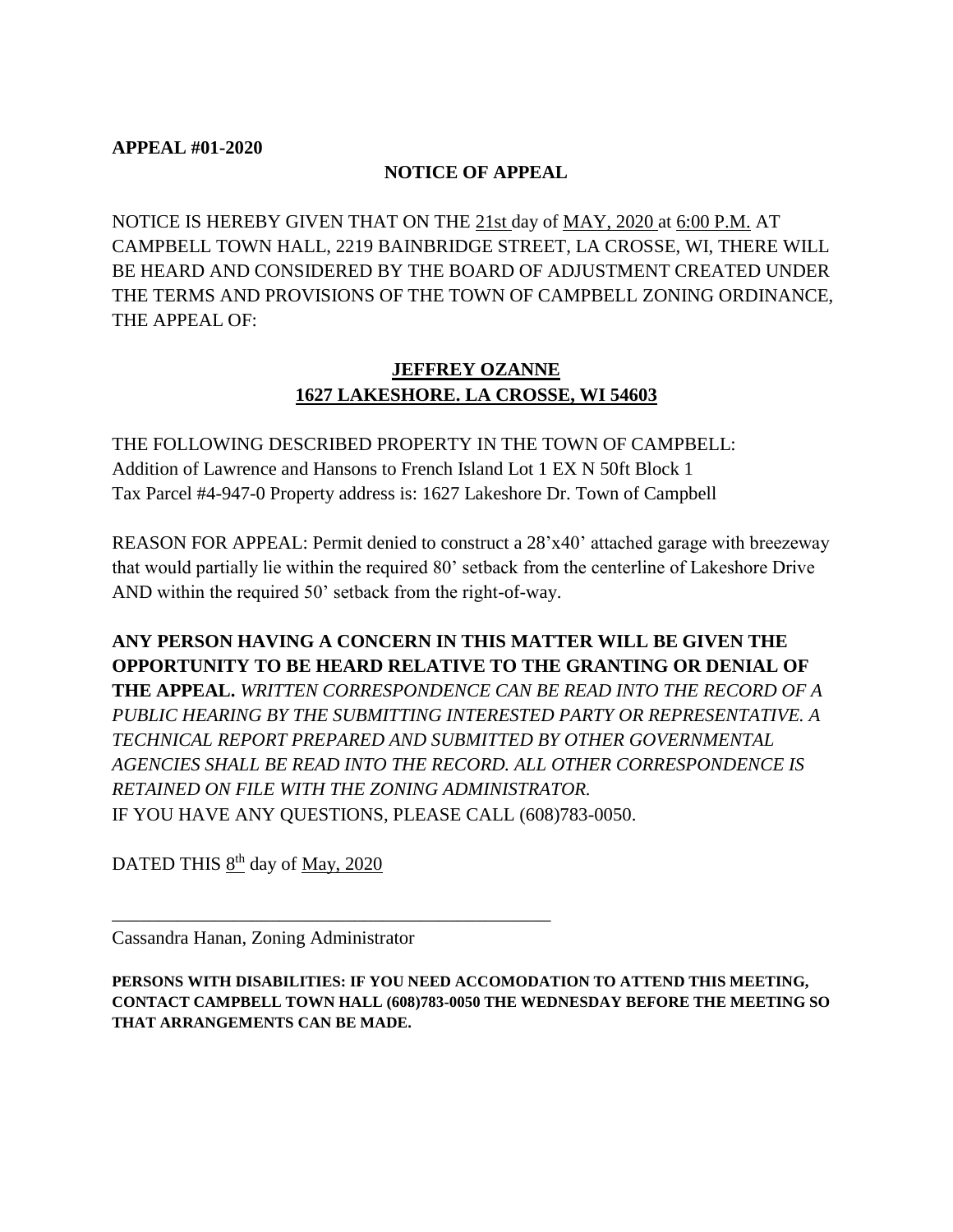**APPEAL #01-2020**

**NOTICE OF APPEAL**

NOTICE IS HEREBY GIVEN THAT ON THE 21st day of MAY, 2020 at 6:00 P.M. AT CAMPBELL TOWN HALL, 2219 BAINBRIDGE STREET, LA CROSSE, WI, THERE WILL BE HEARD AND CONSIDERED BY THE BOARD OF ADJUSTMENT CREATED UNDER THE TERMS AND PROVISIONS OF THE TOWN OF CAMPBELL ZONING ORDINANCE, THE APPEAL OF:

**JEFFREY OZANNE**
**1627 LAKESHORE. LA CROSSE, WI 54603**

THE FOLLOWING DESCRIBED PROPERTY IN THE TOWN OF CAMPBELL:
Addition of Lawrence and Hansons to French Island Lot 1 EX N 50ft Block 1
Tax Parcel #4-947-0 Property address is: 1627 Lakeshore Dr. Town of Campbell

REASON FOR APPEAL: Permit denied to construct a 28'x40' attached garage with breezeway that would partially lie within the required 80' setback from the centerline of Lakeshore Drive AND within the required 50' setback from the right-of-way.

**ANY PERSON HAVING A CONCERN IN THIS MATTER WILL BE GIVEN THE OPPORTUNITY TO BE HEARD RELATIVE TO THE GRANTING OR DENIAL OF THE APPEAL.** *WRITTEN CORRESPONDENCE CAN BE READ INTO THE RECORD OF A PUBLIC HEARING BY THE SUBMITTING INTERESTED PARTY OR REPRESENTATIVE. A TECHNICAL REPORT PREPARED AND SUBMITTED BY OTHER GOVERNMENTAL AGENCIES SHALL BE READ INTO THE RECORD. ALL OTHER CORRESPONDENCE IS RETAINED ON FILE WITH THE ZONING ADMINISTRATOR.*
IF YOU HAVE ANY QUESTIONS, PLEASE CALL (608)783-0050.

DATED THIS 8th day of May, 2020

_______________________________________________

Cassandra Hanan, Zoning Administrator

**PERSONS WITH DISABILITIES: IF YOU NEED ACCOMODATION TO ATTEND THIS MEETING, CONTACT CAMPBELL TOWN HALL (608)783-0050 THE WEDNESDAY BEFORE THE MEETING SO THAT ARRANGEMENTS CAN BE MADE.**